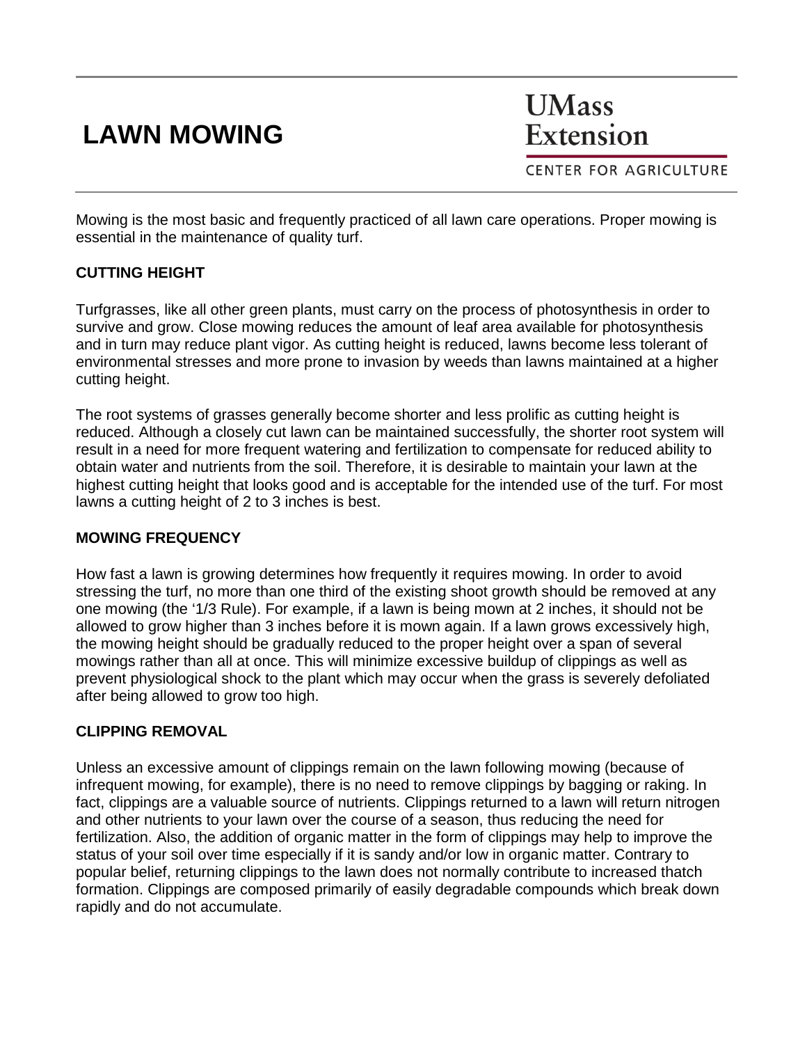# LAWN MOWING

UMass Extension

CENTER FOR AGRICULTURE

Mowing is the most basic and frequently practiced of all lawn care operations. Proper mowing is essential in the maintenance of quality turf.

## CUTTING HEIGHT

Turfgrasses, like all other green plants, must carry on the process of photosynthesis in order to survive and grow. Close mowing reduces the amount of leaf area available for photosynthesis and in turn may reduce plant vigor. As cutting height is reduced, lawns become less tolerant of environmental stresses and more prone to invasion by weeds than lawns maintained at a higher cutting height.

The root systems of grasses generally become shorter and less prolific as cutting height is reduced. Although a closely cut lawn can be maintained successfully, the shorter root system will result in a need for more frequent watering and fertilization to compensate for reduced ability to obtain water and nutrients from the soil. Therefore, it is desirable to maintain your lawn at the highest cutting height that looks good and is acceptable for the intended use of the turf. For most lawns a cutting height of 2 to 3 inches is best.

## MOWING FREQUENCY

How fast a lawn is growing determines how frequently it requires mowing. In order to avoid stressing the turf, no more than one third of the existing shoot growth should be removed at any one mowing (the '1/3 Rule). For example, if a lawn is being mown at 2 inches, it should not be allowed to grow higher than 3 inches before it is mown again. If a lawn grows excessively high, the mowing height should be gradually reduced to the proper height over a span of several mowings rather than all at once. This will minimize excessive buildup of clippings as well as prevent physiological shock to the plant which may occur when the grass is severely defoliated after being allowed to grow too high.

## CLIPPING REMOVAL

Unless an excessive amount of clippings remain on the lawn following mowing (because of infrequent mowing, for example), there is no need to remove clippings by bagging or raking. In fact, clippings are a valuable source of nutrients. Clippings returned to a lawn will return nitrogen and other nutrients to your lawn over the course of a season, thus reducing the need for fertilization. Also, the addition of organic matter in the form of clippings may help to improve the status of your soil over time especially if it is sandy and/or low in organic matter. Contrary to popular belief, returning clippings to the lawn does not normally contribute to increased thatch formation. Clippings are composed primarily of easily degradable compounds which break down rapidly and do not accumulate.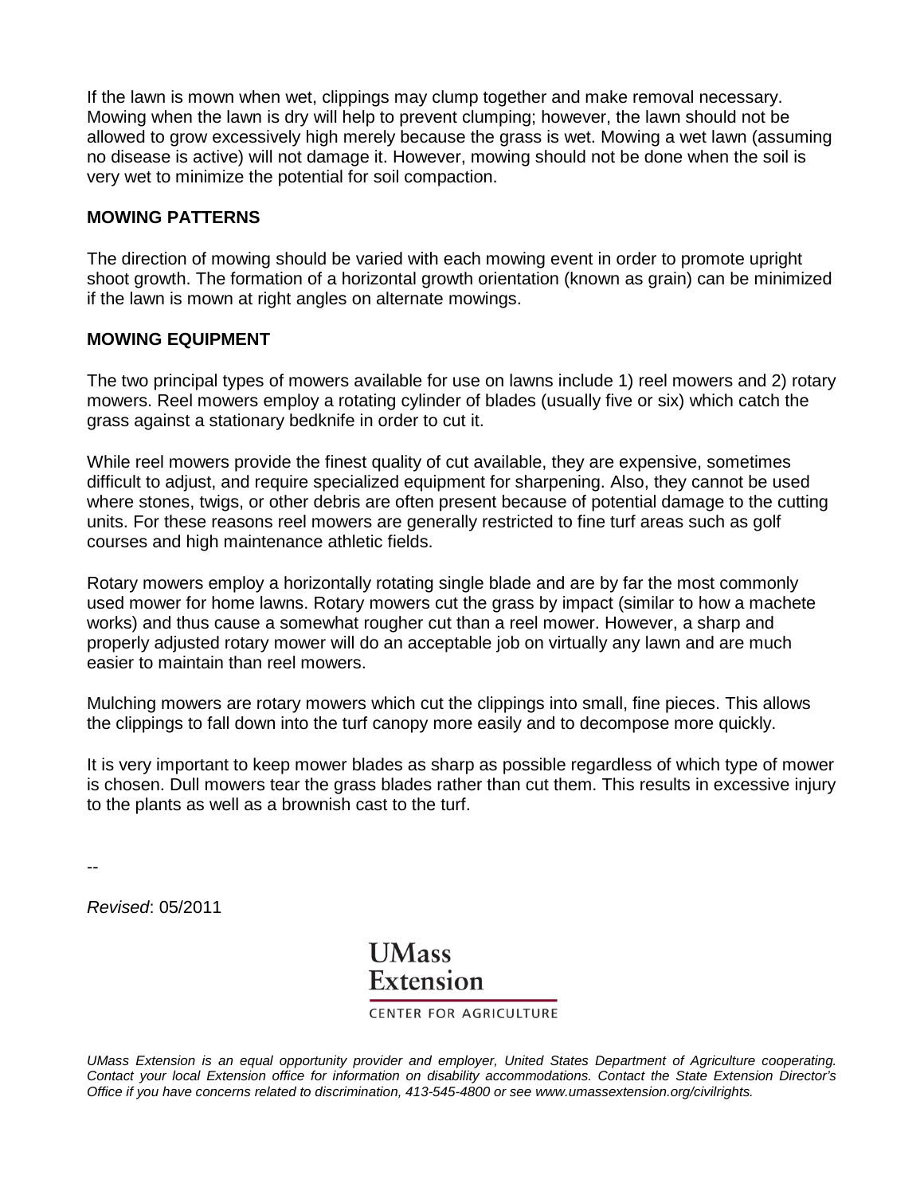If the lawn is mown when wet, clippings may clump together and make removal necessary. Mowing when the lawn is dry will help to prevent clumping; however, the lawn should not be allowed to grow excessively high merely because the grass is wet. Mowing a wet lawn (assuming no disease is active) will not damage it. However, mowing should not be done when the soil is very wet to minimize the potential for soil compaction.

## MOWING PATTERNS

The direction of mowing should be varied with each mowing event in order to promote upright shoot growth. The formation of a horizontal growth orientation (known as grain) can be minimized if the lawn is mown at right angles on alternate mowings.

## MOWING EQUIPMENT

The two principal types of mowers available for use on lawns include 1) reel mowers and 2) rotary mowers. Reel mowers employ a rotating cylinder of blades (usually five or six) which catch the grass against a stationary bedknife in order to cut it.

While reel mowers provide the finest quality of cut available, they are expensive, sometimes difficult to adjust, and require specialized equipment for sharpening. Also, they cannot be used where stones, twigs, or other debris are often present because of potential damage to the cutting units. For these reasons reel mowers are generally restricted to fine turf areas such as golf courses and high maintenance athletic fields.

Rotary mowers employ a horizontally rotating single blade and are by far the most commonly used mower for home lawns. Rotary mowers cut the grass by impact (similar to how a machete works) and thus cause a somewhat rougher cut than a reel mower. However, a sharp and properly adjusted rotary mower will do an acceptable job on virtually any lawn and are much easier to maintain than reel mowers.

Mulching mowers are rotary mowers which cut the clippings into small, fine pieces. This allows the clippings to fall down into the turf canopy more easily and to decompose more quickly.

It is very important to keep mower blades as sharp as possible regardless of which type of mower is chosen. Dull mowers tear the grass blades rather than cut them. This results in excessive injury to the plants as well as a brownish cast to the turf.

--

*Revised*: 05/2011

UMass Extension

CENTER FOR AGRICULTURE

*UMass Extension is an equal opportunity provider and employer, United States Department of Agriculture cooperating. Contact your local Extension office for information on disability accommodations. Contact the State Extension Director's Office if you have concerns related to discrimination, 413-545-4800 or see www.umassextension.org/civilrights.*